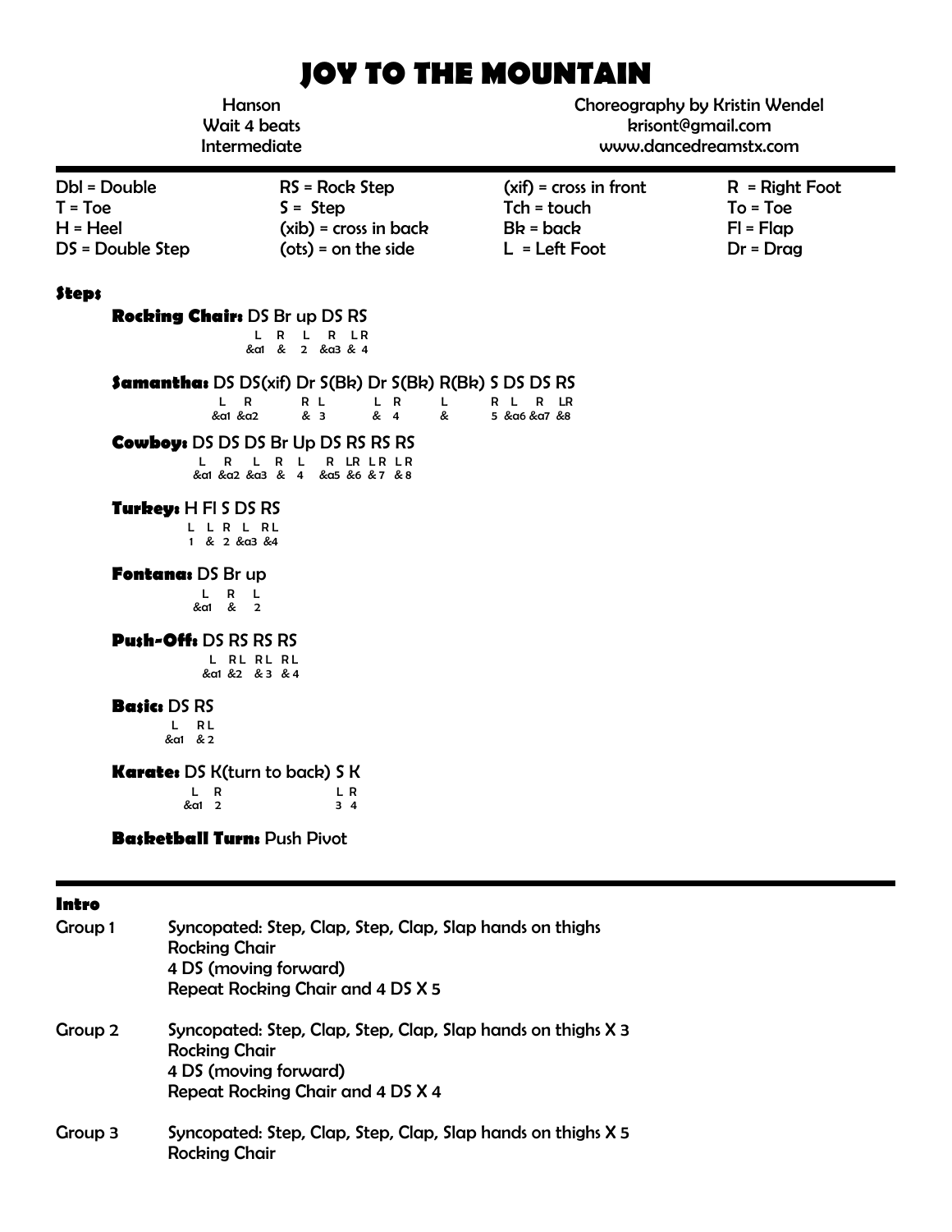# JOY TO THE MOUNTAIN

Hanson
Wait 4 beats
Intermediate

Choreography by Kristin Wendel
krisont@gmail.com
www.dancedreamstx.com

| | | | |
|---|---|---|---|
| Dbl = Double | RS = Rock Step | (xif) = cross in front | R = Right Foot |
| T = Toe | S = Step | Tch = touch | To = Toe |
| H = Heel | (xib) = cross in back | Bk = back | Fl = Flap |
| DS = Double Step | (ots) = on the side | L = Left Foot | Dr = Drag |

### Steps

**Rocking Chair:** DS Br up DS RS

```
L    R   L   R   LR
&a1  &   2   &a3 & 4
```

**Samantha:** DS DS(xif) Dr S(Bk) Dr S(Bk) R(Bk) S DS DS RS

```
L    R      R L    L R    L    R L    R    LR
&a1  &a2    & 3    & 4    &    5 &a6  &a7  &8
```

**Cowboy:** DS DS DS Br Up DS RS RS RS

```
L    R    L    R  L    R    LR  LR  LR
&a1  &a2  &a3  &  4    &a5  &6  &7  &8
```

**Turkey:** H Fl S DS RS

```
L  L  R  L    RL
1  &  2  &a3  &4
```

**Fontana:** DS Br up

```
L    R  L
&a1  &  2
```

**Push-Off:** DS RS RS RS

```
L    RL  RL  RL
&a1  &2  &3  &4
```

**Basic:** DS RS

```
L    RL
&a1  &2
```

**Karate:** DS K(turn to back) S K

```
L    R        L R
&a1  2        3 4
```

**Basketball Turn:** Push Pivot

### Intro

**Group 1**
Syncopated: Step, Clap, Step, Clap, Slap hands on thighs
Rocking Chair
4 DS (moving forward)
Repeat Rocking Chair and 4 DS X 5

**Group 2**
Syncopated: Step, Clap, Step, Clap, Slap hands on thighs X 3
Rocking Chair
4 DS (moving forward)
Repeat Rocking Chair and 4 DS X 4

**Group 3**
Syncopated: Step, Clap, Step, Clap, Slap hands on thighs X 5
Rocking Chair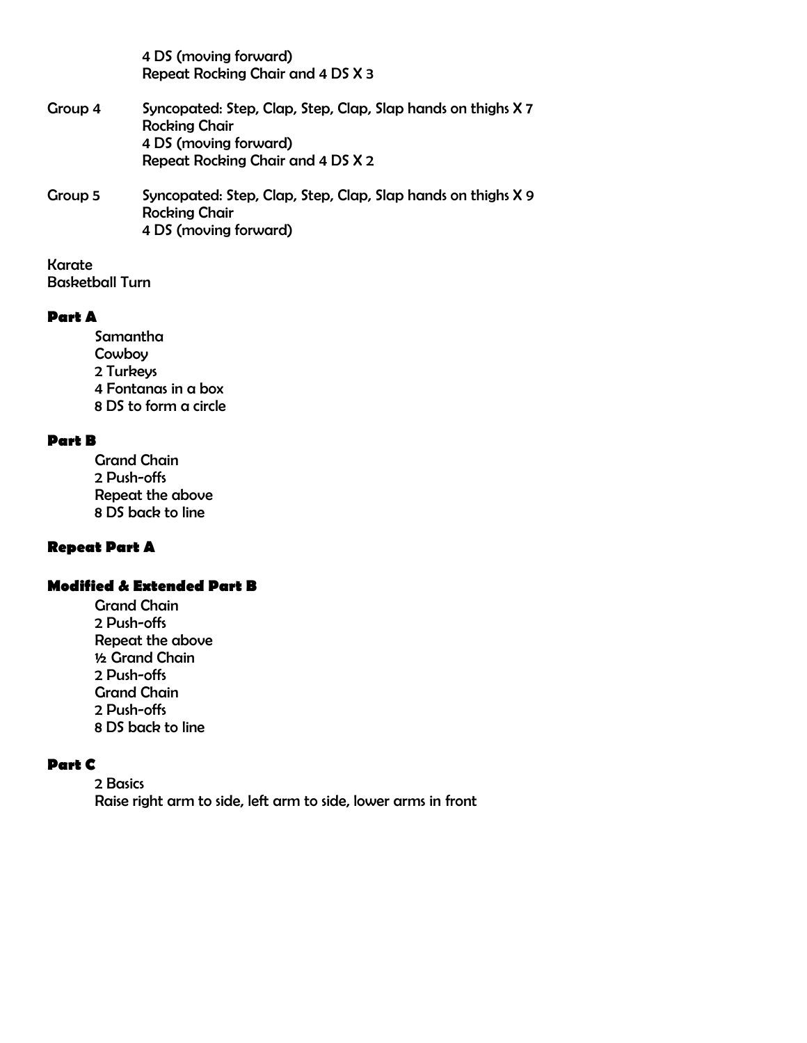4 DS (moving forward)
Repeat Rocking Chair and 4 DS X 3

Group 4 Syncopated: Step, Clap, Step, Clap, Slap hands on thighs X 7
Rocking Chair
4 DS (moving forward)
Repeat Rocking Chair and 4 DS X 2

Group 5 Syncopated: Step, Clap, Step, Clap, Slap hands on thighs X 9
Rocking Chair
4 DS (moving forward)

Karate
Basketball Turn

**Part A**

Samantha
Cowboy
2 Turkeys
4 Fontanas in a box
8 DS to form a circle

**Part B**

Grand Chain
2 Push-offs
Repeat the above
8 DS back to line

**Repeat Part A**

**Modified & Extended Part B**

Grand Chain
2 Push-offs
Repeat the above
½ Grand Chain
2 Push-offs
Grand Chain
2 Push-offs
8 DS back to line

**Part C**

2 Basics
Raise right arm to side, left arm to side, lower arms in front